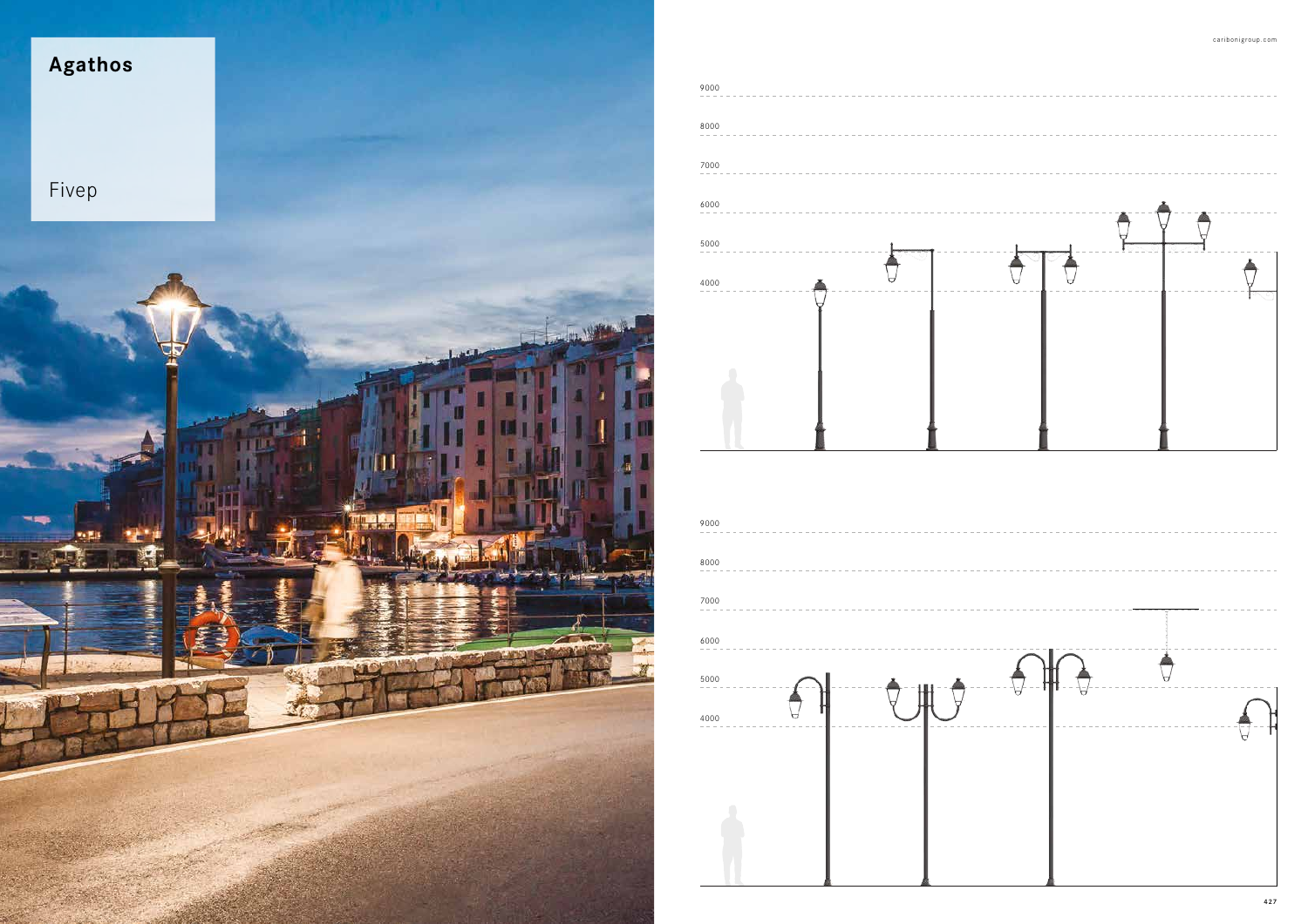# Agathos

Fivep

9000

8000

7000

6000

5000

4000

9000

8000

7000

6000

5000

4000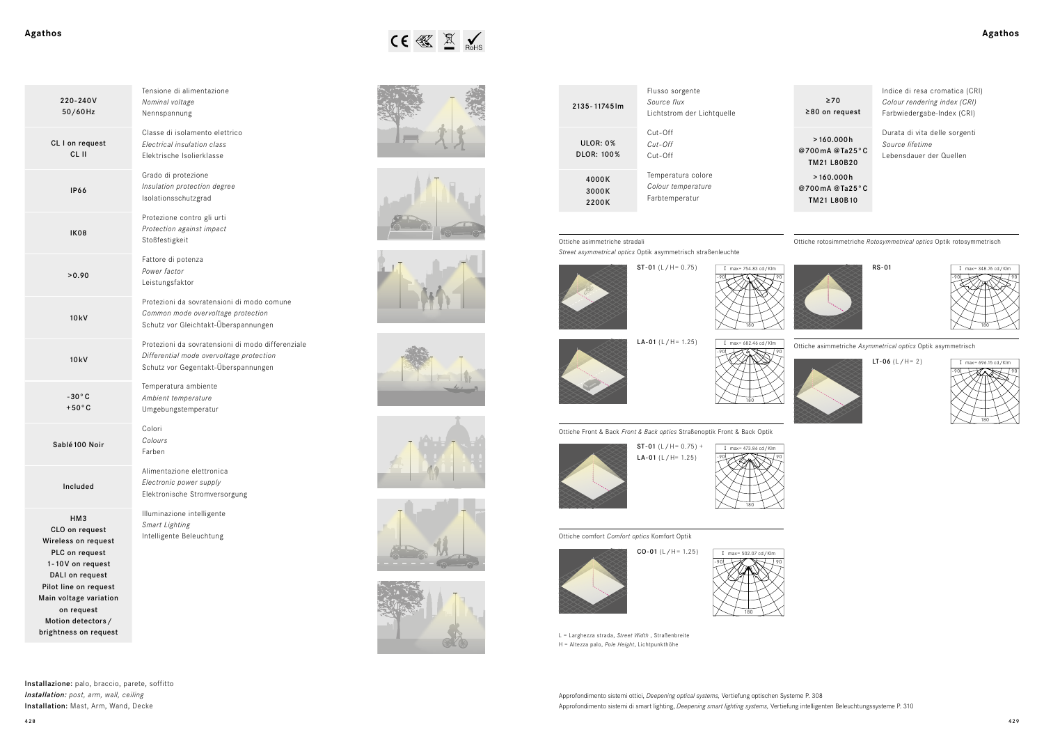# Agathos

| | |
|---|---|
| 220-240V 50/60Hz | Tensione di alimentazione *Nominal voltage* Nennspannung |
| CL I on request CL II | Classe di isolamento elettrico *Electrical insulation class* Elektrische Isolierklasse |
| IP66 | Grado di protezione *Insulation protection degree* Isolationsschutzgrad |
| IK08 | Protezione contro gli urti *Protection against impact* Stoßfestigkeit |
| >0.90 | Fattore di potenza *Power factor* Leistungsfaktor |
| 10kV | Protezioni da sovratensioni di modo comune *Common mode overvoltage protection* Schutz vor Gleichtakt-Überspannungen |
| 10kV | Protezioni da sovratensioni di modo differenziale *Differential mode overvoltage protection* Schutz vor Gegentakt-Überspannungen |
| -30°C +50°C | Temperatura ambiente *Ambient temperature* Umgebungstemperatur |
| Sablé 100 Noir | Colori *Colours* Farben |
| Included | Alimentazione elettronica *Electronic power supply* Elektronische Stromversorgung |
| HM3, CLO on request, Wireless on request, PLC on request, 1-10V on request, DALI on request, Pilot line on request, Main voltage variation on request, Motion detectors / brightness on request | Illuminazione intelligente *Smart Lighting* Intelligente Beleuchtung |

**Installazione:** palo, braccio, parete, soffitto
***Installation:** post, arm, wall, ceiling*
**Installation:** Mast, Arm, Wand, Decke

| | |
|---|---|
| 2135-11745lm | Flusso sorgente *Source flux* Lichtstrom der Lichtquelle |
| ULOR: 0% DLOR: 100% | Cut-Off *Cut-Off* Cut-Off |
| 4000K 3000K 2200K | Temperatura colore *Colour temperature* Farbtemperatur |
| ≥70 ≥80 on request | Indice di resa cromatica (CRI) *Colour rendering index (CRI)* Farbwiedergabe-Index (CRI) |
| >160.000h @700mA @Ta25°C TM21 L80B20 >160.000h @700mA @Ta25°C TM21 L80B10 | Durata di vita delle sorgenti *Source lifetime* Lebensdauer der Quellen |

Ottiche asimmetriche stradali
*Street asymmetrical optics* Optik asymmetrisch straßenleuchte

**ST-01** (L / H= 0.75) — I max= 754.83 cd / Klm

**LA-01** (L / H= 1.25) — I max= 682.46 cd / Klm

Ottiche Front & Back *Front & Back optics* Straßenoptik Front & Back Optik

**ST-01** (L / H= 0.75) + **LA-01** (L / H= 1.25) — I max= 473.86 cd / Klm

Ottiche comfort *Comfort optics* Komfort Optik

**CO-01** (L / H= 1.25) — I max= 502.07 cd / Klm

Ottiche rotosimmetriche *Rotosymmetrical optics* Optik rotosymmetrisch

**RS-01** — I max= 348.76 cd / Klm

Ottiche asimmetriche *Asymmetrical optics* Optik asymmetrisch

**LT-06** (L / H= 2) — I max= 696.15 cd / Klm

L = Larghezza strada, *Street Width*, Straßenbreite
H = Altezza palo, *Pole Height*, Lichtpunkthöhe

Approfondimento sistemi ottici, *Deepening optical systems*, Vertiefung optischen Systeme P. 308
Approfondimento sistemi di smart lighting, *Deepening smart lighting systems*, Vertiefung intelligenten Beleuchtungssysteme P. 310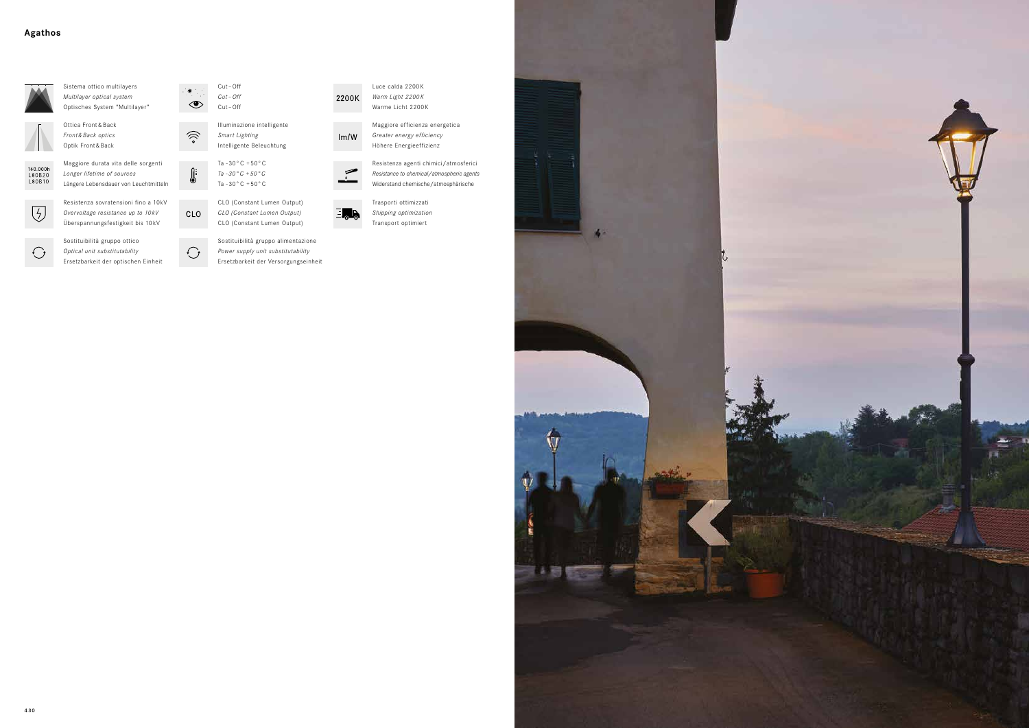## Agathos

Sistema ottico multilayers
*Multilayer optical system*
Optisches System "Multilayer"

Ottica Front & Back
*Front & Back optics*
Optik Front & Back

160.000h L80B20 L80B10

Maggiore durata vita delle sorgenti
*Longer lifetime of sources*
Längere Lebensdauer von Leuchtmitteln

Resistenza sovratensioni fino a 10kV
*Overvoltage resistance up to 10kV*
Überspannungsfestigkeit bis 10kV

Sostituibilità gruppo ottico
*Optical unit substitutability*
Ersetzbarkeit der optischen Einheit

Cut - Off
*Cut - Off*
Cut - Off

Illuminazione intelligente
*Smart Lighting*
Intelligente Beleuchtung

Ta -30°C +50°C
*Ta -30°C +50°C*
Ta -30°C +50°C

CLO

CLO (Constant Lumen Output)
*CLO (Constant Lumen Output)*
CLO (Constant Lumen Output)

Sostituibilità gruppo alimentazione
*Power supply unit substitutability*
Ersetzbarkeit der Versorgungseinheit

2200K

Luce calda 2200K
*Warm Light 2200K*
Warme Licht 2200K

lm/W

Maggiore efficienza energetica
*Greater energy efficiency*
Höhere Energieeffizienz

Resistenza agenti chimici/atmosferici
*Resistance to chemical/atmospheric agents*
Widerstand chemische/atmosphärische

Trasporti ottimizzati
*Shipping optimization*
Transport optimiert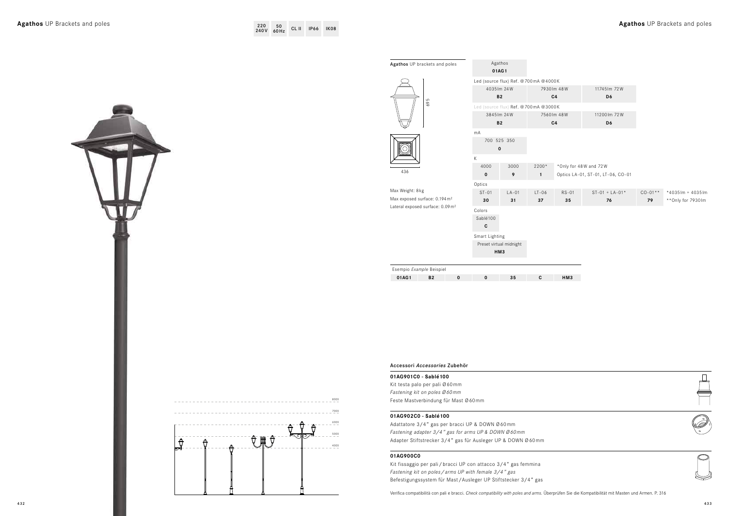# Agathos UP Brackets and poles

220 240V | 50 60Hz | CL II | IP66 | IK08

## Agathos UP brackets and poles

695

436

Max Weight: 8kg
Max exposed surface: 0.194m²
Lateral exposed surface: 0.09m²

| Agathos | | | | | | |
|---|---|---|---|---|---|---|
| **01AG1** | | | | | | |
| Led (source flux) Ref. @700mA @4000K | | | | | | |
| 4035lm 24W | | 7930lm 48W | | 11745lm 72W | | |
| **B2** | | **C4** | | **D6** | | |
| Led (source flux) Ref. @700mA @3000K | | | | | | |
| 3845lm 24W | | 7560lm 48W | | 11200lm 72W | | |
| **B2** | | **C4** | | **D6** | | |
| mA | | | | | | |
| 700 525 350 | | | | | | |
| **0** | | | | | | |
| K | | | | | | |
| 4000 | 3000 | 2200* | *Only for 48W and 72W | | | |
| **0** | **9** | **1** | Optics LA-01, ST-01, LT-06, CO-01 | | | |
| Optics | | | | | | |
| ST-01 | LA-01 | LT-06 | RS-01 | ST-01 + LA-01* | CO-01** | *4035lm + 4035lm |
| **30** | **31** | **37** | **35** | **76** | **79** | **Only for 7930lm |
| Colors | | | | | | |
| Sablé100 | | | | | | |
| **C** | | | | | | |
| Smart Lighting | | | | | | |
| Preset virtual midnight | | | | | | |
| **HM3** | | | | | | |

Esempio *Example* Beispiel

| 01AG1 | B2 | 0 | 0 | 35 | C | HM3 |
|---|---|---|---|---|---|---|

8000
7000
6000
5000
4000

## Accessori *Accessories* Zubehör

### 01AG901C0 - Sablé100

Kit testa palo per pali Ø60mm
*Fastening kit on poles Ø60mm*
Feste Mastverbindung für Mast Ø60mm

### 01AG902C0 - Sablé100

Adattatore 3/4" gas per bracci UP & DOWN Ø60mm
*Fastening adapter 3/4" gas for arms UP & DOWN Ø60mm*
Adapter Stiftstrecker 3/4" gas für Ausleger UP & DOWN Ø60mm

### 01AG900C0

Kit fissaggio per pali/bracci UP con attacco 3/4" gas femmina
*Fastening kit on poles/arms UP with female 3/4" gas*
Befestigungssystem für Mast/Ausleger UP Stiftstecker 3/4" gas

Verifica compatibilità con pali e bracci. *Check compatibility with poles and arms.* Überprüfen Sie die Kompatibilität mit Masten und Armen. P. 316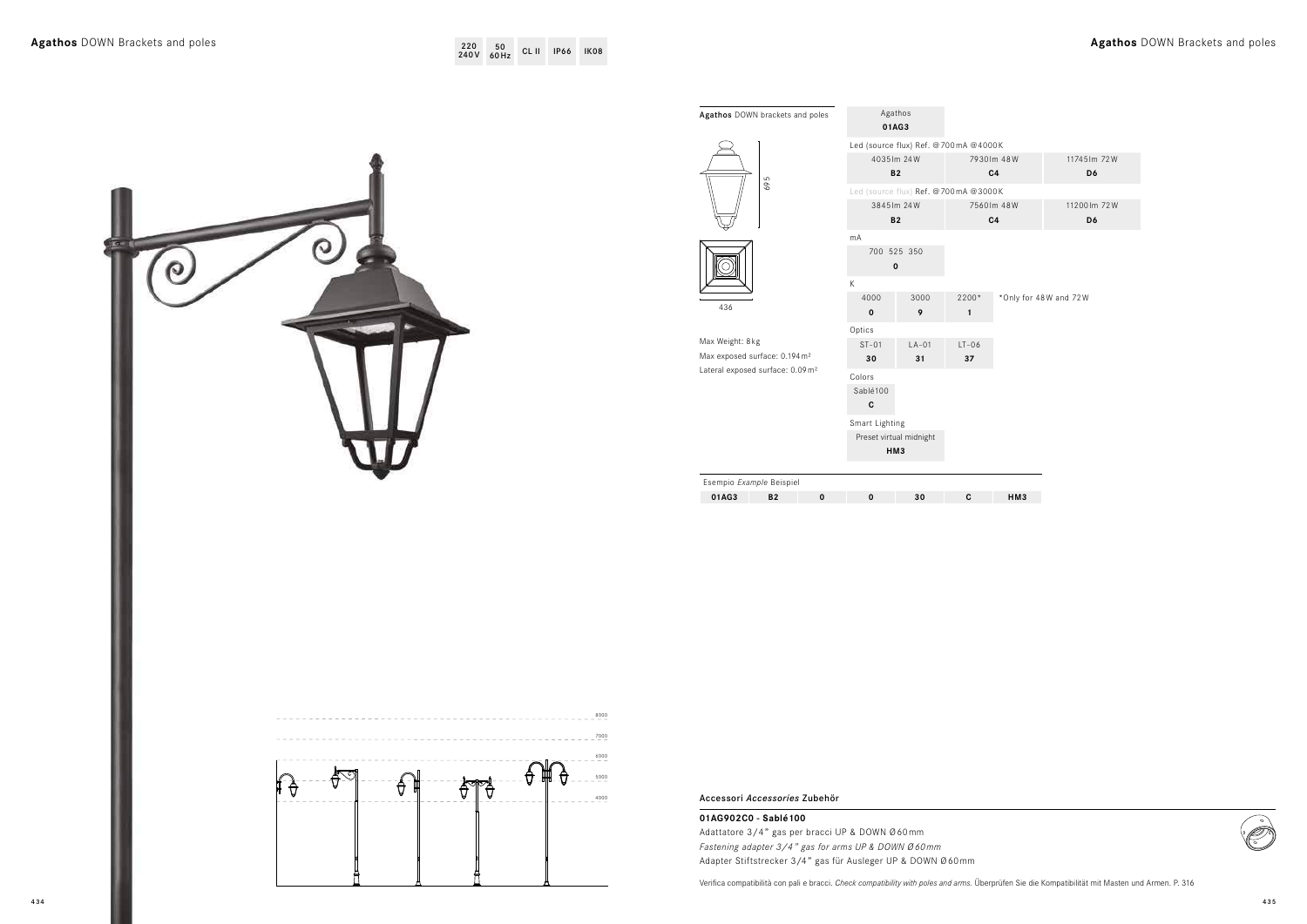## Agathos DOWN Brackets and poles

220 240V | 50 60Hz | CL II | IP66 | IK08

**Agathos** DOWN brackets and poles

695

436

Max Weight: 8kg
Max exposed surface: 0.194m²
Lateral exposed surface: 0.09m²

| Agathos **01AG3** | | |
|---|---|---|
| Led (source flux) Ref. @700mA @4000K | | |
| 4035lm 24W **B2** | 7930lm 48W **C4** | 11745lm 72W **D6** |
| Led (source flux) Ref. @700mA @3000K | | |
| 3845lm 24W **B2** | 7560lm 48W **C4** | 11200lm 72W **D6** |

mA

| 700 525 350 |
|---|
| **0** |

K

| 4000 | 3000 | 2200* |
|---|---|---|
| **0** | **9** | **1** |

*Only for 48W and 72W

Optics

| ST-01 | LA-01 | LT-06 |
|---|---|---|
| **30** | **31** | **37** |

Colors

| Sablé100 |
|---|
| **C** |

Smart Lighting

| Preset virtual midnight |
|---|
| **HM3** |

Esempio *Example* Beispiel

| 01AG3 | B2 | 0 | 0 | 30 | C | HM3 |
|---|---|---|---|---|---|---|

8000
7000
6000
5000
4000

### Accessori *Accessories* Zubehör

**01AG902C0 - Sablé100**
Adattatore 3/4" gas per bracci UP & DOWN Ø60mm
*Fastening adapter 3/4" gas for arms UP & DOWN Ø60mm*
Adapter Stiftstrecker 3/4" gas für Ausleger UP & DOWN Ø60mm

Verifica compatibilità con pali e bracci. *Check compatibility with poles and arms.* Überprüfen Sie die Kompatibilität mit Masten und Armen. P. 316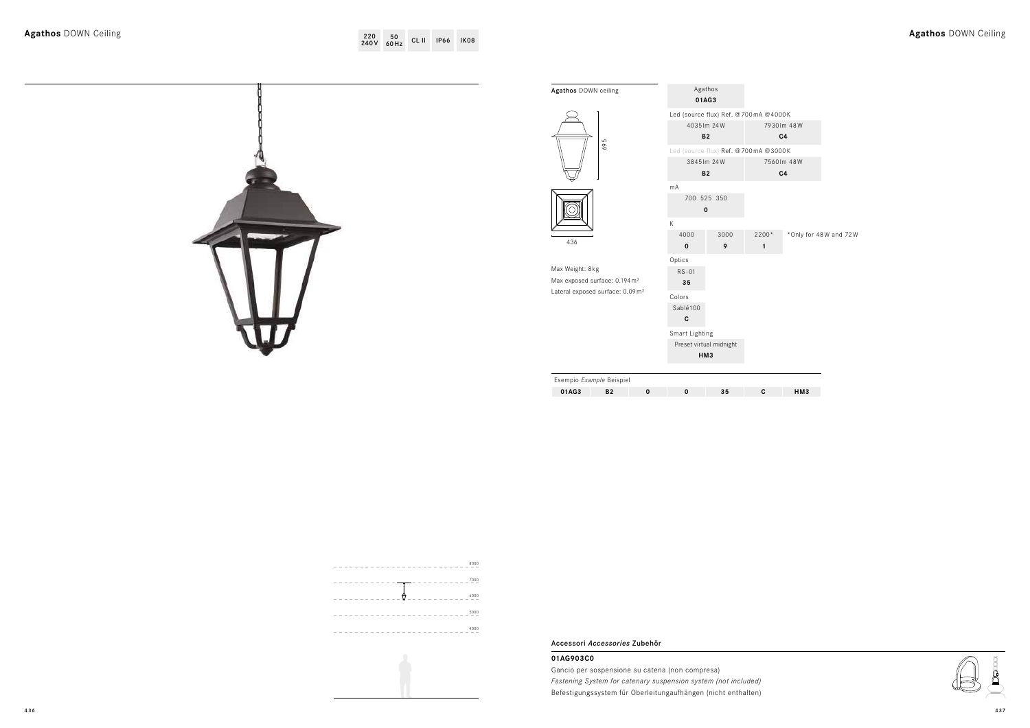# Agathos DOWN Ceiling

220 240V | 50 60Hz | CL II | IP66 | IK08

8000
7000
6000
5000
4000

## Agathos DOWN ceiling

695

436

Max Weight: 8kg
Max exposed surface: 0.194 m²
Lateral exposed surface: 0.09 m²

| Agathos | | | |
|---|---|---|---|
| **01AG3** | | | |
| Led (source flux) Ref. @700mA @4000K | | | |
| 4035lm 24W | | 7930lm 48W | |
| **B2** | | **C4** | |
| Led (source flux) Ref. @700mA @3000K | | | |
| 3845lm 24W | | 7560lm 48W | |
| **B2** | | **C4** | |
| mA | | | |
| 700 525 350 | | | |
| **0** | | | |
| K | | | |
| 4000 | 3000 | 2200* | *Only for 48W and 72W |
| **0** | **9** | **1** | |
| Optics | | | |
| RS-01 | | | |
| **35** | | | |
| Colors | | | |
| Sablé100 | | | |
| **C** | | | |
| Smart Lighting | | | |
| Preset virtual midnight | | | |
| **HM3** | | | |

Esempio *Example* Beispiel

| 01AG3 | B2 | 0 | 0 | 35 | C | HM3 |
|---|---|---|---|---|---|---|

### Accessori *Accessories* Zubehör

**01AG903C0**

Gancio per sospensione su catena (non compresa)
*Fastening System for catenary suspension system (not included)*
Befestigungssystem für Oberleitungaufhängen (nicht enthalten)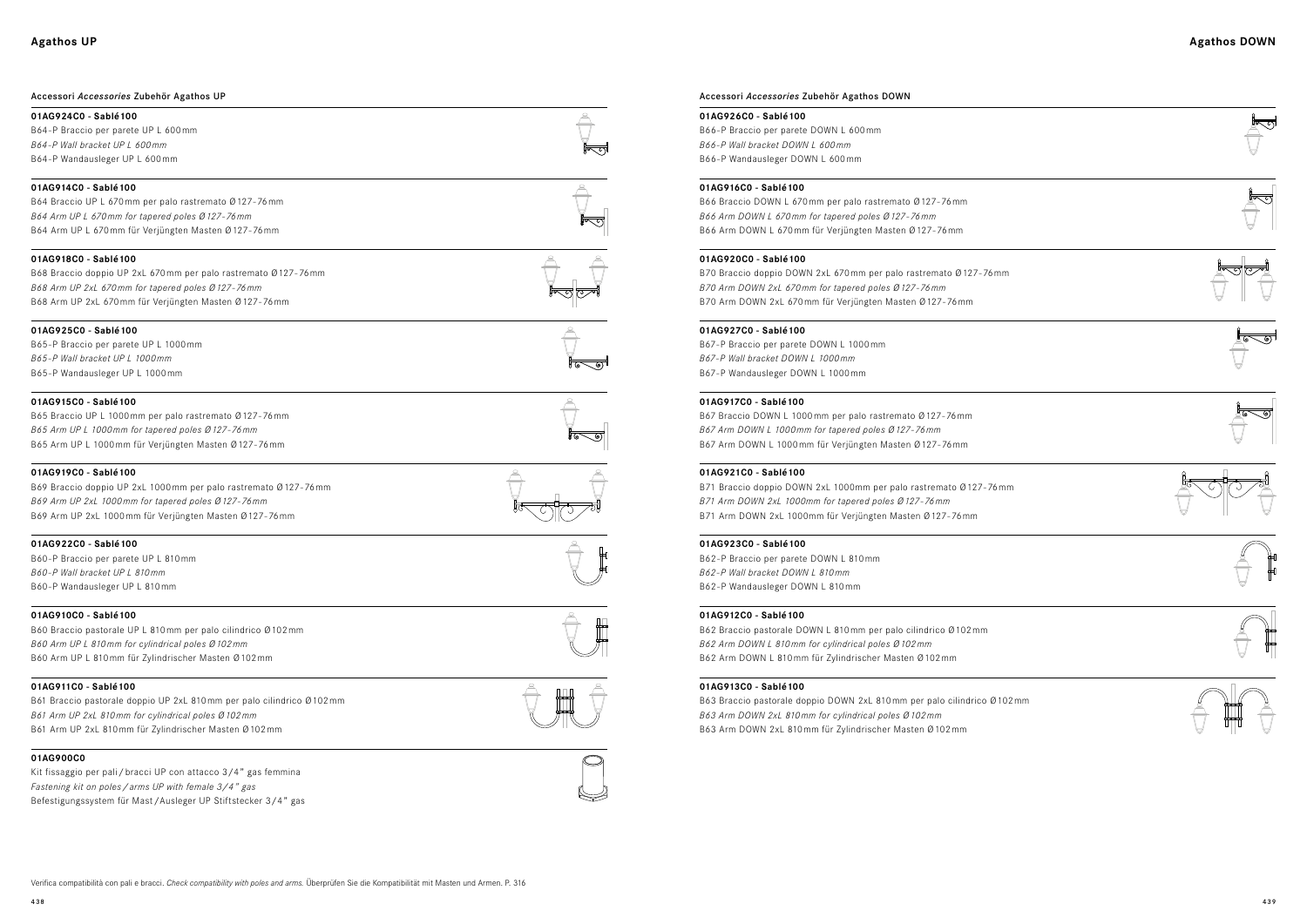# Agathos UP

## Accessori *Accessories* Zubehör Agathos UP

**01AG924C0 - Sablé 100**
B64-P Braccio per parete UP L 600 mm
*B64-P Wall bracket UP L 600 mm*
B64-P Wandausleger UP L 600 mm

**01AG914C0 - Sablé 100**
B64 Braccio UP L 670 mm per palo rastremato Ø 127-76 mm
*B64 Arm UP L 670 mm for tapered poles Ø 127-76 mm*
B64 Arm UP L 670 mm für Verjüngten Masten Ø 127-76 mm

**01AG918C0 - Sablé 100**
B68 Braccio doppio UP 2xL 670 mm per palo rastremato Ø 127-76 mm
*B68 Arm UP 2xL 670 mm for tapered poles Ø 127-76 mm*
B68 Arm UP 2xL 670 mm für Verjüngten Masten Ø 127-76 mm

**01AG925C0 - Sablé 100**
B65-P Braccio per parete UP L 1000 mm
*B65-P Wall bracket UP L 1000 mm*
B65-P Wandausleger UP L 1000 mm

**01AG915C0 - Sablé 100**
B65 Braccio UP L 1000 mm per palo rastremato Ø 127-76 mm
*B65 Arm UP L 1000 mm for tapered poles Ø 127-76 mm*
B65 Arm UP L 1000 mm für Verjüngten Masten Ø 127-76 mm

**01AG919C0 - Sablé 100**
B69 Braccio doppio UP 2xL 1000 mm per palo rastremato Ø 127-76 mm
*B69 Arm UP 2xL 1000 mm for tapered poles Ø 127-76 mm*
B69 Arm UP 2xL 1000 mm für Verjüngten Masten Ø 127-76 mm

**01AG922C0 - Sablé 100**
B60-P Braccio per parete UP L 810 mm
*B60-P Wall bracket UP L 810 mm*
B60-P Wandausleger UP L 810 mm

**01AG910C0 - Sablé 100**
B60 Braccio pastorale UP L 810 mm per palo cilindrico Ø 102 mm
*B60 Arm UP L 810 mm for cylindrical poles Ø 102 mm*
B60 Arm UP L 810 mm für Zylindrischer Masten Ø 102 mm

**01AG911C0 - Sablé 100**
B61 Braccio pastorale doppio UP 2xL 810 mm per palo cilindrico Ø 102 mm
*B61 Arm UP 2xL 810 mm for cylindrical poles Ø 102 mm*
B61 Arm UP 2xL 810 mm für Zylindrischer Masten Ø 102 mm

**01AG900C0**
Kit fissaggio per pali / bracci UP con attacco 3/4" gas femmina
*Fastening kit on poles / arms UP with female 3/4" gas*
Befestigungssystem für Mast / Ausleger UP Stiftstecker 3/4" gas

# Agathos DOWN

## Accessori *Accessories* Zubehör Agathos DOWN

**01AG926C0 - Sablé 100**
B66-P Braccio per parete DOWN L 600 mm
*B66-P Wall bracket DOWN L 600 mm*
B66-P Wandausleger DOWN L 600 mm

**01AG916C0 - Sablé 100**
B66 Braccio DOWN L 670 mm per palo rastremato Ø 127-76 mm
*B66 Arm DOWN L 670 mm for tapered poles Ø 127-76 mm*
B66 Arm DOWN L 670 mm für Verjüngten Masten Ø 127-76 mm

**01AG920C0 - Sablé 100**
B70 Braccio doppio DOWN 2xL 670 mm per palo rastremato Ø 127-76 mm
*B70 Arm DOWN 2xL 670 mm for tapered poles Ø 127-76 mm*
B70 Arm DOWN 2xL 670 mm für Verjüngten Masten Ø 127-76 mm

**01AG927C0 - Sablé 100**
B67-P Braccio per parete DOWN L 1000 mm
*B67-P Wall bracket DOWN L 1000 mm*
B67-P Wandausleger DOWN L 1000 mm

**01AG917C0 - Sablé 100**
B67 Braccio DOWN L 1000 mm per palo rastremato Ø 127-76 mm
*B67 Arm DOWN L 1000 mm for tapered poles Ø 127-76 mm*
B67 Arm DOWN L 1000 mm für Verjüngten Masten Ø 127-76 mm

**01AG921C0 - Sablé 100**
B71 Braccio doppio DOWN 2xL 1000mm per palo rastremato Ø 127-76 mm
*B71 Arm DOWN 2xL 1000mm for tapered poles Ø 127-76 mm*
B71 Arm DOWN 2xL 1000mm für Verjüngten Masten Ø 127-76 mm

**01AG923C0 - Sablé 100**
B62-P Braccio per parete DOWN L 810 mm
*B62-P Wall bracket DOWN L 810 mm*
B62-P Wandausleger DOWN L 810 mm

**01AG912C0 - Sablé 100**
B62 Braccio pastorale DOWN L 810 mm per palo cilindrico Ø 102 mm
*B62 Arm DOWN L 810 mm for cylindrical poles Ø 102 mm*
B62 Arm DOWN L 810 mm für Zylindrischer Masten Ø 102 mm

**01AG913C0 - Sablé 100**
B63 Braccio pastorale doppio DOWN 2xL 810 mm per palo cilindrico Ø 102 mm
*B63 Arm DOWN 2xL 810 mm for cylindrical poles Ø 102 mm*
B63 Arm DOWN 2xL 810 mm für Zylindrischer Masten Ø 102 mm

Verifica compatibilità con pali e bracci. *Check compatibility with poles and arms.* Überprüfen Sie die Kompatibilität mit Masten und Armen. P. 316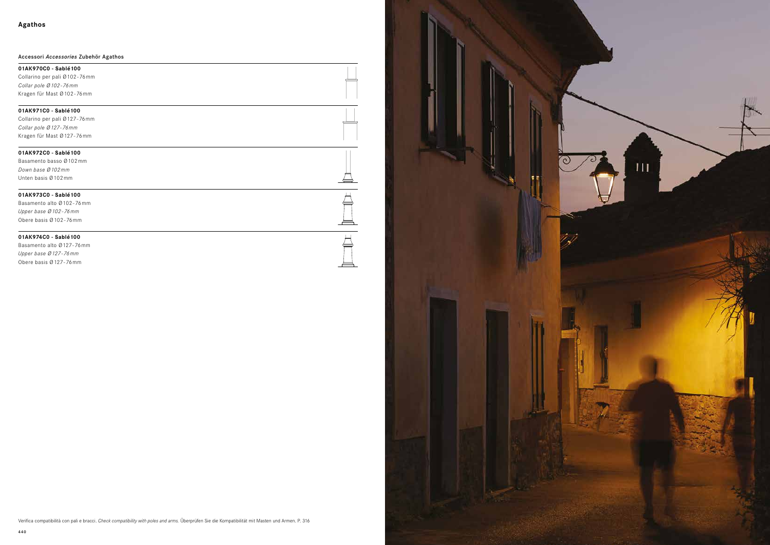## Agathos

Accessori *Accessories* Zubehör Agathos

**01AK970C0 - Sablé 100**
Collarino per pali Ø 102-76 mm
*Collar pole Ø 102-76 mm*
Kragen für Mast Ø 102-76 mm

**01AK971C0 - Sablé 100**
Collarino per pali Ø 127-76 mm
*Collar pole Ø 127-76 mm*
Kragen für Mast Ø 127-76 mm

**01AK972C0 - Sablé 100**
Basamento basso Ø 102 mm
*Down base Ø 102 mm*
Unten basis Ø 102 mm

**01AK973C0 - Sablé 100**
Basamento alto Ø 102-76 mm
*Upper base Ø 102-76 mm*
Obere basis Ø 102-76 mm

**01AK974C0 - Sablé 100**
Basamento alto Ø 127-76 mm
*Upper base Ø 127-76 mm*
Obere basis Ø 127-76 mm

Verifica compatibilità con pali e bracci. *Check compatibility with poles and arms.* Überprüfen Sie die Kompatibilität mit Masten und Armen. P. 316